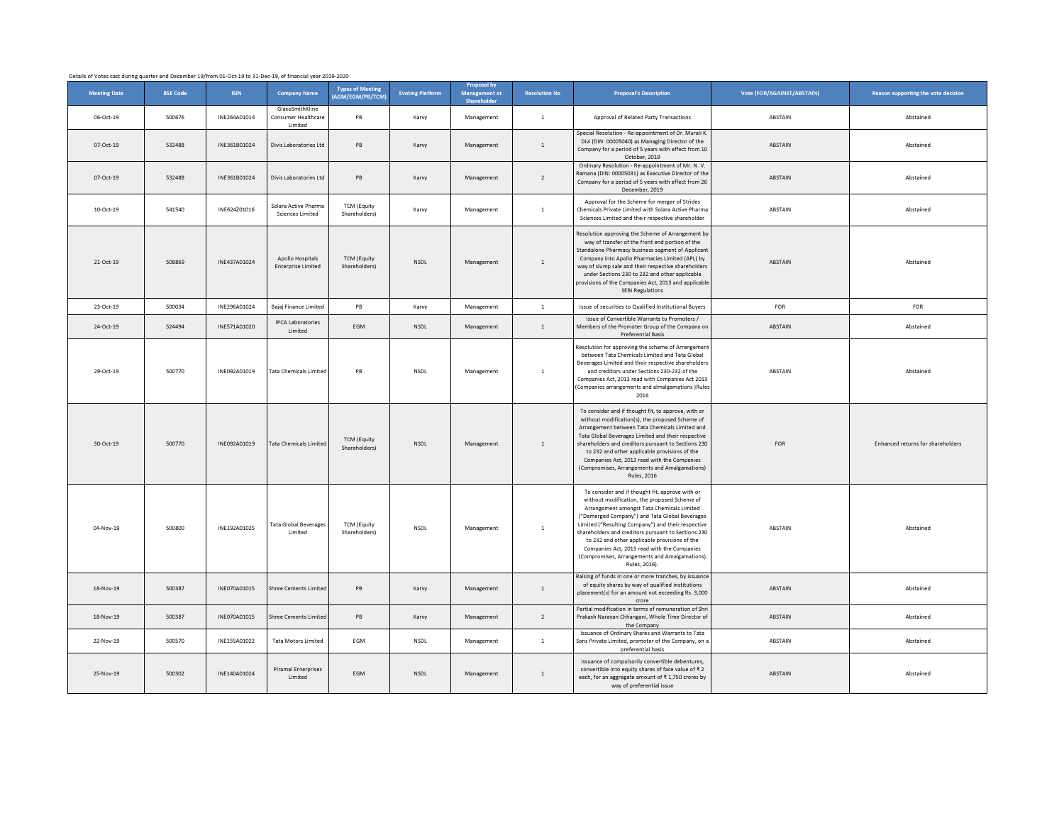Details of Votes cast during quarter end December 19/from 01-Oct-19 to 31-Dec-19, of financial year 2019-2020

| Meeting Date | BSE Code | ISIN | Company Name | Types of Meeting (AGM/EGM/PB/TCM) | Evoting Platform | Proposal by Management or Shareholder | Resolution No | Proposal's Description | Vote (FOR/AGAINST/ABSTAIN) | Reason supporting the vote decision |
|---|---|---|---|---|---|---|---|---|---|---|
| 06-Oct-19 | 500676 | INE264A01014 | GlaxoSmithKline Consumer Healthcare Limited | PB | Karvy | Management | 1 | Approval of Related Party Transactions | ABSTAIN | Abstained |
| 07-Oct-19 | 532488 | INE361B01024 | Divis Laboratories Ltd | PB | Karvy | Management | 1 | Special Resolution - Re-appointment of Dr. Murali K. Divi (DIN: 00005040) as Managing Director of the Company for a period of 5 years with effect from 10 October, 2019 | ABSTAIN | Abstained |
| 07-Oct-19 | 532488 | INE361B01024 | Divis Laboratories Ltd | PB | Karvy | Management | 2 | Ordinary Resolution - Re-appointment of Mr. N. V. Ramana (DIN: 00005031) as Executive Director of the Company for a period of 5 years with effect from 26 December, 2019 | ABSTAIN | Abstained |
| 10-Oct-19 | 541540 | INE624Z01016 | Solara Active Pharma Sciences Limited | TCM (Equity Shareholders) | Karvy | Management | 1 | Approval for the Scheme for merger of Strides Chemicals Private Limited with Solara Active Pharma Sciences Limited and their respective shareholder | ABSTAIN | Abstained |
| 21-Oct-19 | 508869 | INE437A01024 | Apollo Hospitals Enterprise Limited | TCM (Equity Shareholders) | NSDL | Management | 1 | Resolution approving the Scheme of Arrangement by way of transfer of the front end portion of the Standalone Pharmacy business segment of Applicant Company into Apollo Pharmacies Limited (APL) by way of slump sale and their respective shareholders under Sections 230 to 232 and other applicable provisions of the Companies Act, 2013 and applicable SEBI Regulations | ABSTAIN | Abstained |
| 23-Oct-19 | 500034 | INE296A01024 | Bajaj Finance Limited | PB | Karvy | Management | 1 | Issue of securities to Qualified Institutional Buyers | FOR | FOR |
| 24-Oct-19 | 524494 | INE571A01020 | IPCA Laboratories Limited | EGM | NSDL | Management | 1 | Issue of Convertible Warrants to Promoters / Members of the Promoter Group of the Company on Preferential Basis | ABSTAIN | Abstained |
| 29-Oct-19 | 500770 | INE092A01019 | Tata Chemicals Limited | PB | NSDL | Management | 1 | Resolution for approving the scheme of Arrangement between Tata Chemicals Limited and Tata Global Beverages Limited and their respective shareholders and creditors under Sections 230-232 of the Companies Act, 2013 read with Companies Act 2013 (Companies arrangements and almalgamations )Rules 2016 | ABSTAIN | Abstained |
| 30-Oct-19 | 500770 | INE092A01019 | Tata Chemicals Limited | TCM (Equity Shareholders) | NSDL | Management | 1 | To consider and if thought fit, to approve, with or without modification(s), the proposed Scheme of Arrangement between Tata Chemicals Limited and Tata Global Beverages Limited and their respective shareholders and creditors pursuant to Sections 230 to 232 and other applicable provisions of the Companies Act, 2013 read with the Companies (Compromises, Arrangements and Amalgamations) Rules, 2016 | FOR | Enhanced returns for shareholders |
| 04-Nov-19 | 500800 | INE192A01025 | Tata Global Beverages Limited | TCM (Equity Shareholders) | NSDL | Management | 1 | To consider and if thought fit, approve with or without modification, the proposed Scheme of Arrangement amongst Tata Chemicals Limited ("Demerged Company") and Tata Global Beverages Limited ("Resulting Company") and their respective shareholders and creditors pursuant to Sections 230 to 232 and other applicable provisions of the Companies Act, 2013 read with the Companies (Compromises, Arrangements and Amalgamations) Rules, 2016). | ABSTAIN | Abstained |
| 18-Nov-19 | 500387 | INE070A01015 | Shree Cements Limited | PB | Karvy | Management | 1 | Raising of funds in one or more tranches, by issuance of equity shares by way of qualified institutions placement(s) for an amount not exceeding Rs. 3,000 crore | ABSTAIN | Abstained |
| 18-Nov-19 | 500387 | INE070A01015 | Shree Cements Limited | PB | Karvy | Management | 2 | Partial modification in terms of remuneration of Shri Prakash Narayan Chhangani, Whole Time Director of the Company | ABSTAIN | Abstained |
| 22-Nov-19 | 500570 | INE155A01022 | Tata Motors Limited | EGM | NSDL | Management | 1 | Issuance of Ordinary Shares and Warrants to Tata Sons Private Limited, promoter of the Company, on a preferential basis | ABSTAIN | Abstained |
| 25-Nov-19 | 500302 | INE140A01024 | Piramal Enterprises Limited | EGM | NSDL | Management | 1 | Issuance of compulsorily convertible debentures, convertible into equity shares of face value of ₹ 2 each, for an aggregate amount of ₹ 1,750 crores by way of preferential issue | ABSTAIN | Abstained |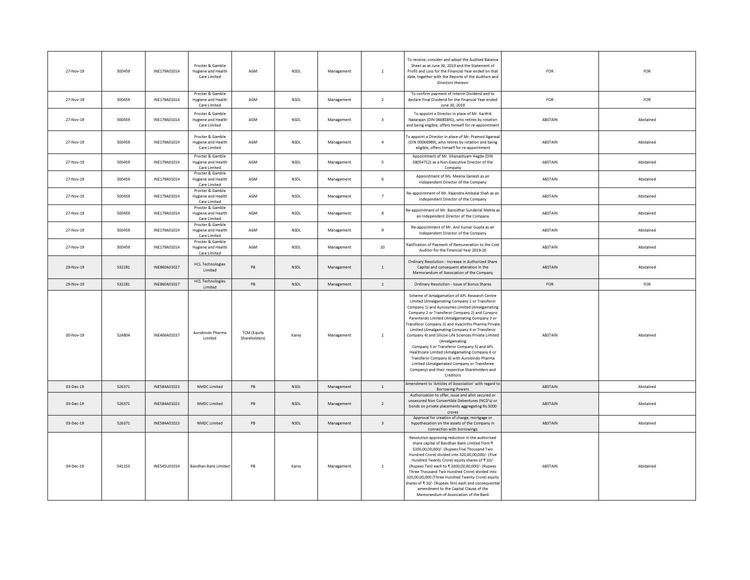| | | | | | | | | | | |
|---|---|---|---|---|---|---|---|---|---|---|
| 27-Nov-19 | 500459 | INE179A01014 | Procter & Gamble Hygiene and Health Care Limited | AGM | NSDL | Management | 1 | To receive, consider and adopt the Audited Balance Sheet as at June 30, 2019 and the Statement of Profit and Loss for the Financial Year ended on that date, together with the Reports of the Auditors and Directors thereon | FOR | FOR |
| 27-Nov-19 | 500459 | INE179A01014 | Procter & Gamble Hygiene and Health Care Limited | AGM | NSDL | Management | 2 | To confirm payment of Interim Dividend and to declare Final Dividend for the Financial Year ended June 30, 2019 | FOR | FOR |
| 27-Nov-19 | 500459 | INE179A01014 | Procter & Gamble Hygiene and Health Care Limited | AGM | NSDL | Management | 3 | To appoint a Director in place of Mr. Karthik Natarajan (DIN 06685891), who retires by rotation and being eligible, offers himself for re-appointment | ABSTAIN | Abstained |
| 27-Nov-19 | 500459 | INE179A01014 | Procter & Gamble Hygiene and Health Care Limited | AGM | NSDL | Management | 4 | To appoint a Director in place of Mr. Pramod Agarwal (DIN 00066989), who retires by rotation and being eligible, offers himself for re-appointment | ABSTAIN | Abstained |
| 27-Nov-19 | 500459 | INE179A01014 | Procter & Gamble Hygiene and Health Care Limited | AGM | NSDL | Management | 5 | Appointment of Mr. Ghanashyam Hegde (DIN 08054712) as a Non-Executive Director of the Company | ABSTAIN | Abstained |
| 27-Nov-19 | 500459 | INE179A01014 | Procter & Gamble Hygiene and Health Care Limited | AGM | NSDL | Management | 6 | Appointment of Ms. Meena Ganesh as an Independent Director of the Company | ABSTAIN | Abstained |
| 27-Nov-19 | 500459 | INE179A01014 | Procter & Gamble Hygiene and Health Care Limited | AGM | NSDL | Management | 7 | Re-appointment of Mr. Rajendra Ambalal Shah as an Independent Director of the Company | ABSTAIN | Abstained |
| 27-Nov-19 | 500459 | INE179A01014 | Procter & Gamble Hygiene and Health Care Limited | AGM | NSDL | Management | 8 | Re-appointment of Mr. Bansidhar Sunderlal Mehta as an Independent Director of the Company | ABSTAIN | Abstained |
| 27-Nov-19 | 500459 | INE179A01014 | Procter & Gamble Hygiene and Health Care Limited | AGM | NSDL | Management | 9 | Re-appointment of Mr. Anil Kumar Gupta as an Independent Director of the Company | ABSTAIN | Abstained |
| 27-Nov-19 | 500459 | INE179A01014 | Procter & Gamble Hygiene and Health Care Limited | AGM | NSDL | Management | 10 | Ratification of Payment of Remuneration to the Cost Auditor for the Financial Year 2019-20 | ABSTAIN | Abstained |
| 29-Nov-19 | 532281 | INE860A01027 | HCL Technologies Limited | PB | NSDL | Management | 1 | Ordinary Resolution - Increase in Authorized Share Capital and consequent alteration in the Memorandum of Association of the Company | ABSTAIN | Abstained |
| 29-Nov-19 | 532281 | INE860A01027 | HCL Technologies Limited | PB | NSDL | Management | 2 | Ordinary Resolution - Issue of Bonus Shares | FOR | FOR |
| 30-Nov-19 | 524804 | INE406A01037 | Aurobindo Pharma Limited | TCM (Equity Shareholders) | Karvy | Management | 1 | Scheme of Amalgamation of APL Research Centre Limited (Amalgamating Company 1 or Transferor Company 1) and Aurozymes Limited (Amalgamating Company 2 or Transferor Company 2) and Curepro Parenterals Limited (Amalgamating Company 3 or Transferor Company 3) and Hyacinths Pharma Private Limited (Amalgamating Company 4 or Transferor Company 4) and Silicon Life Sciences Private Limited (Amalgamating Company 5 or Transferor Company 5) and APL Healthcare Limited (Amalgamating Company 6 or Transferor Company 6) with Aurobindo Pharma Limited (Amalgamated Company or Transferee Company) and their respective Shareholders and Creditors | ABSTAIN | Abstained |
| 03-Dec-19 | 526371 | INE584A01023 | NMDC Limited | PB | NSDL | Management | 1 | Amendment to 'Articles of Association' with regard to Borrowing Powers | ABSTAIN | Abstained |
| 03-Dec-19 | 526371 | INE584A01023 | NMDC Limited | PB | NSDL | Management | 2 | Authorization to offer, issue and allot secured or unsecured Non Convertible Debentures (NCD's) or bonds on private placements aggregating Rs.5000 crores | ABSTAIN | Abstained |
| 03-Dec-19 | 526371 | INE584A01023 | NMDC Limited | PB | NSDL | Management | 3 | Approval for creation of charge, mortgage or hypothecation on the assets of the Company in connection with borrowings | ABSTAIN | Abstained |
| 04-Dec-19 | 541153 | INE545U01014 | Bandhan Bank Limited | PB | Karvy | Management | 1 | Resolution approving reduction in the authorised share capital of Bandhan Bank Limited from ₹ 5200,00,00,000/- (Rupees Five Thousand Two Hundred Crore) divided into 520,00,00,000/- (Five Hundred Twenty Crore) equity shares of ₹ 10/- (Rupees Ten) each to ₹ 3200,00,00,000/- (Rupees Three Thousand Two Hundred Crore) divided into 320,00,00,000 (Three Hundred Twenty Crore) equity shares of ₹ 10/- (Rupees Ten) each and consequential amendment to the Capital Clause of the Memorandum of Association of the Bank | ABSTAIN | Abstained |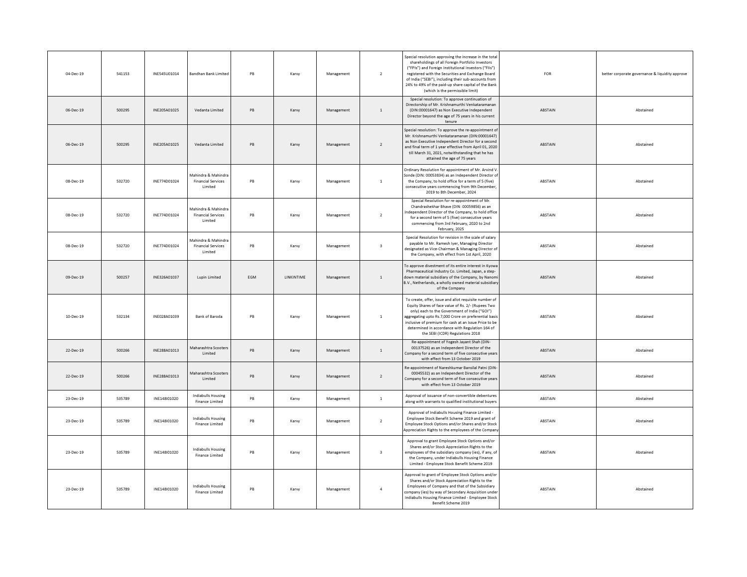| 04-Dec-19 | 541153 | INE545U01014 | Bandhan Bank Limited | PB | Karvy | Management | 2 | Special resolution approving the increase in the total shareholdings of all Foreign Portfolio Investors ("FPIs") and Foreign Institutional Investors ("FIIs") registered with the Securities and Exchange Board of India ("SEBI"), including their sub-accounts from 24% to 49% of the paid-up share capital of the Bank (which is the permissible limit) | FOR | better corporate governance & liquidity approve |
|---|---|---|---|---|---|---|---|---|---|---|
| 06-Dec-19 | 500295 | INE205A01025 | Vedanta Limited | PB | Karvy | Management | 1 | Special resolution: To approve continuation of Directorship of Mr. Krishnamurthi Venkataramanan (DIN:00001647) as Non Executive Independent Director beyond the age of 75 years in his current tenure | ABSTAIN | Abstained |
| 06-Dec-19 | 500295 | INE205A01025 | Vedanta Limited | PB | Karvy | Management | 2 | Special resolution: To approve the re-appointment of Mr. Krishnamurthi Venkataramanan (DIN:00001647) as Non Executive Independent Director for a second and final term of 1 year effective from April 01, 2020 till March 31, 2021, notwithstanding that he has attained the age of 75 years | ABSTAIN | Abstained |
| 08-Dec-19 | 532720 | INE774D01024 | Mahindra & Mahindra Financial Services Limited | PB | Karvy | Management | 1 | Ordinary Resolution for appointment of Mr. Arvind V. Sonde (DIN: 00053834) as an Independent Director of the Company, to hold office for a term of 5 (five) consecutive years commencing from 9th December, 2019 to 8th December, 2024 | ABSTAIN | Abstained |
| 08-Dec-19 | 532720 | INE774D01024 | Mahindra & Mahindra Financial Services Limited | PB | Karvy | Management | 2 | Special Resolution for re-appointment of Mr. Chandrashekhar Bhave (DIN: 00059856) as an Independent Director of the Company, to hold office for a second term of 5 (five) consecutive years commencing from 3rd February, 2020 to 2nd February, 2025 | ABSTAIN | Abstained |
| 08-Dec-19 | 532720 | INE774D01024 | Mahindra & Mahindra Financial Services Limited | PB | Karvy | Management | 3 | Special Resolution for revision in the scale of salary payable to Mr. Ramesh Iyer, Managing Director designated as Vice-Chairman & Managing Director of the Company, with effect from 1st April, 2020 | ABSTAIN | Abstained |
| 09-Dec-19 | 500257 | INE326A01037 | Lupin Limited | EGM | LINKINTIME | Management | 1 | To approve divestment of its entire interest in Kyowa Pharmaceutical Industry Co. Limited, Japan, a step-down material subsidiary of the Company, by Nanomi B.V., Netherlands, a wholly owned material subsidiary of the Company | ABSTAIN | Abstained |
| 10-Dec-19 | 532134 | INE028A01039 | Bank of Baroda | PB | Karvy | Management | 1 | To create, offer, issue and allot requisite number of Equity Shares of face value of Rs. 2/- (Rupees Two only) each to the Government of India ("GOI") aggregating upto Rs.7,000 Crore on preferential basis inclusive of premium for cash at an Issue Price to be determined in accordance with Regulation 164 of the SEBI (ICDR) Regulations 2018 | ABSTAIN | Abstained |
| 22-Dec-19 | 500266 | INE288A01013 | Maharashtra Scooters Limited | PB | Karvy | Management | 1 | Re-appointment of Yogesh Jayant Shah (DIN-00137526) as an Independent Director of the Company for a second term of five consecutive years with effect from 13 October 2019 | ABSTAIN | Abstained |
| 22-Dec-19 | 500266 | INE288A01013 | Maharashtra Scooters Limited | PB | Karvy | Management | 2 | Re-appointment of Nareshkumar Bansilal Patni (DIN-00045532) as an Independent Director of the Company for a second term of five consecutive years with effect from 13 October 2019 | ABSTAIN | Abstained |
| 23-Dec-19 | 535789 | INE148I01020 | Indiabulls Housing Finance Limited | PB | Karvy | Management | 1 | Approval of issuance of non-convertible debentures along with warrants to qualified institutional buyers | ABSTAIN | Abstained |
| 23-Dec-19 | 535789 | INE148I01020 | Indiabulls Housing Finance Limited | PB | Karvy | Management | 2 | Approval of Indiabulls Housing Finance Limited - Employee Stock Benefit Scheme 2019 and grant of Employee Stock Options and/or Shares and/or Stock Appreciation Rights to the employees of the Company | ABSTAIN | Abstained |
| 23-Dec-19 | 535789 | INE148I01020 | Indiabulls Housing Finance Limited | PB | Karvy | Management | 3 | Approval to grant Employee Stock Options and/or Shares and/or Stock Appreciation Rights to the employees of the subsidiary company (ies), if any, of the Company, under Indiabulls Housing Finance Limited - Employee Stock Benefit Scheme 2019 | ABSTAIN | Abstained |
| 23-Dec-19 | 535789 | INE148I01020 | Indiabulls Housing Finance Limited | PB | Karvy | Management | 4 | Approval to grant of Employee Stock Options and/or Shares and/or Stock Appreciation Rights to the Employees of Company and that of the Subsidiary company (ies) by way of Secondary Acquisition under Indiabulls Housing Finance Limited - Employee Stock Benefit Scheme 2019 | ABSTAIN | Abstained |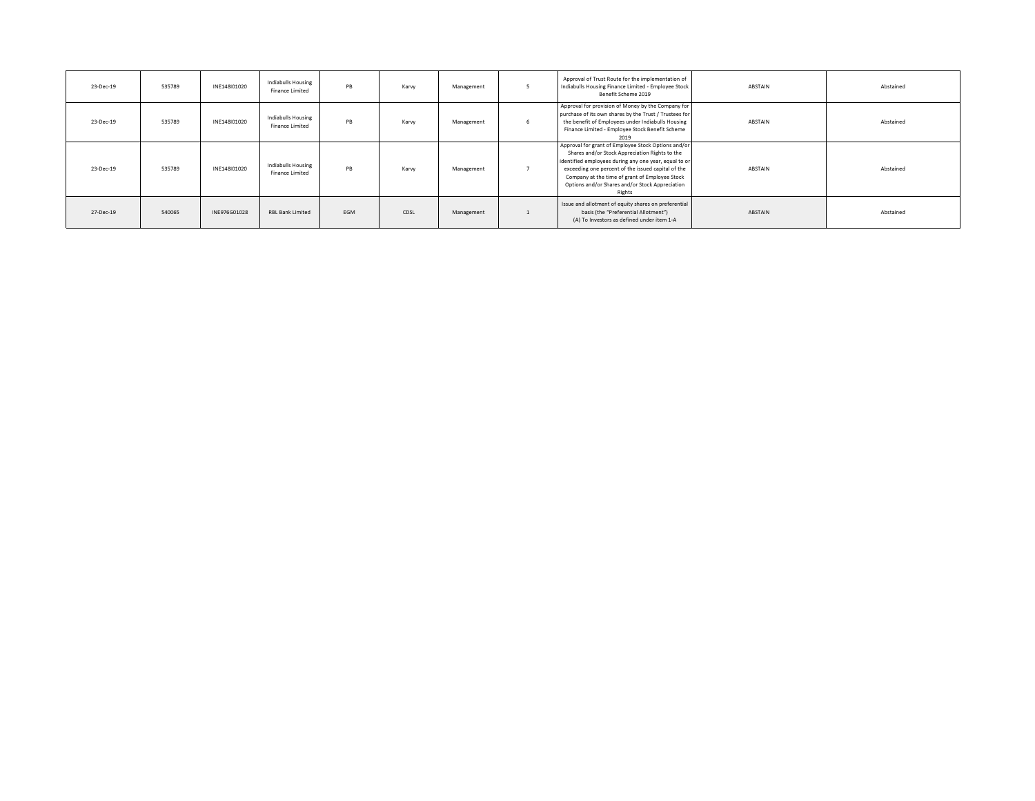| | | | | | | | | | | |
|---|---|---|---|---|---|---|---|---|---|---|
| 23-Dec-19 | 535789 | INE148I01020 | Indiabulls Housing Finance Limited | PB | Karvy | Management | 5 | Approval of Trust Route for the implementation of Indiabulls Housing Finance Limited - Employee Stock Benefit Scheme 2019 | ABSTAIN | Abstained |
| 23-Dec-19 | 535789 | INE148I01020 | Indiabulls Housing Finance Limited | PB | Karvy | Management | 6 | Approval for provision of Money by the Company for purchase of its own shares by the Trust / Trustees for the benefit of Employees under Indiabulls Housing Finance Limited - Employee Stock Benefit Scheme 2019 | ABSTAIN | Abstained |
| 23-Dec-19 | 535789 | INE148I01020 | Indiabulls Housing Finance Limited | PB | Karvy | Management | 7 | Approval for grant of Employee Stock Options and/or Shares and/or Stock Appreciation Rights to the identified employees during any one year, equal to or exceeding one percent of the issued capital of the Company at the time of grant of Employee Stock Options and/or Shares and/or Stock Appreciation Rights | ABSTAIN | Abstained |
| 27-Dec-19 | 540065 | INE976G01028 | RBL Bank Limited | EGM | CDSL | Management | 1 | Issue and allotment of equity shares on preferential basis (the "Preferential Allotment") (A) To Investors as defined under item 1-A | ABSTAIN | Abstained |